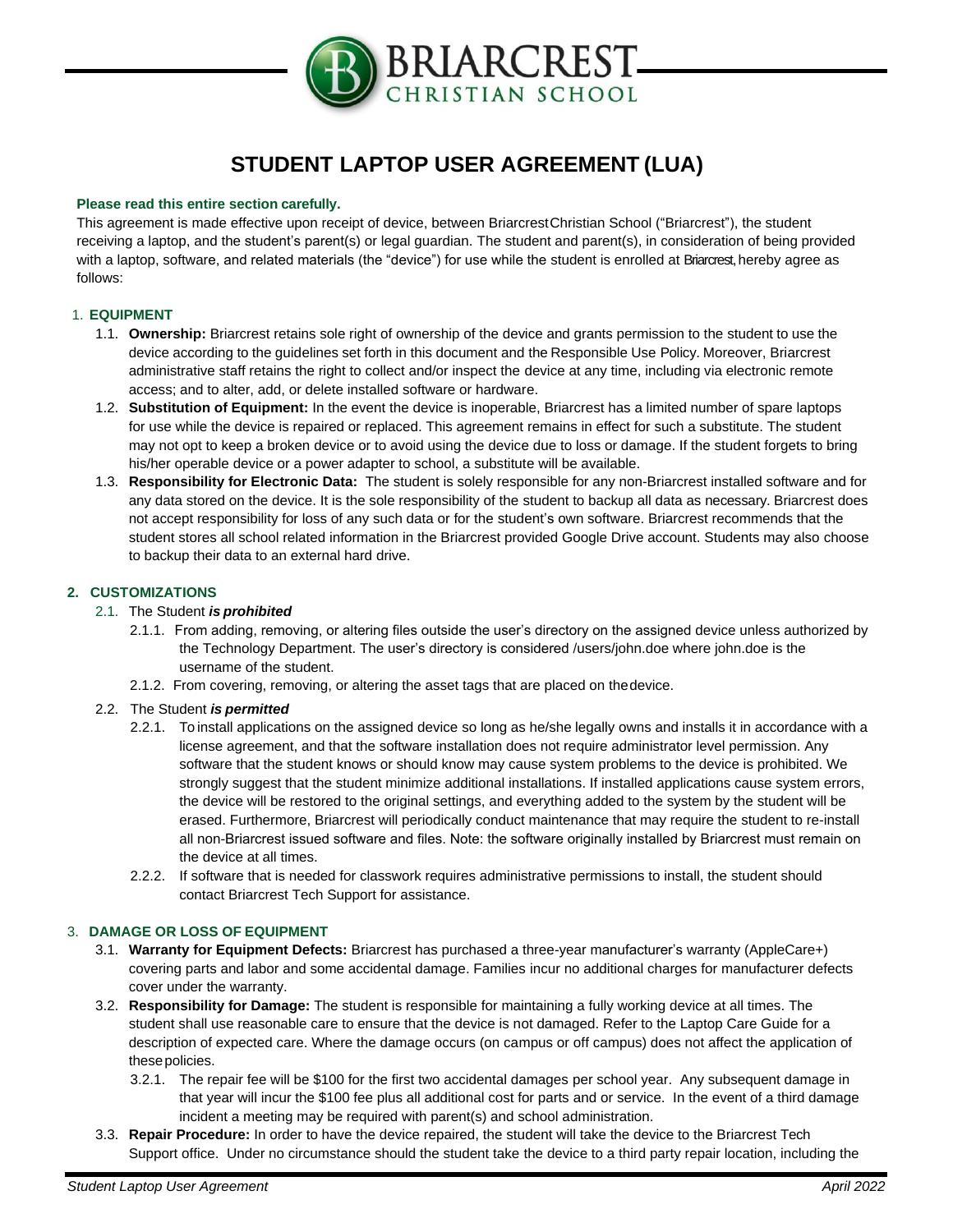BRIARCREST CHRISTIAN SCHOOL

# STUDENT LAPTOP USER AGREEMENT (LUA)

**Please read this entire section carefully.**

This agreement is made effective upon receipt of device, between Briarcrest Christian School ("Briarcrest"), the student receiving a laptop, and the student's parent(s) or legal guardian. The student and parent(s), in consideration of being provided with a laptop, software, and related materials (the "device") for use while the student is enrolled at Briarcrest, hereby agree as follows:

## 1. EQUIPMENT

1.1. **Ownership:** Briarcrest retains sole right of ownership of the device and grants permission to the student to use the device according to the guidelines set forth in this document and the Responsible Use Policy. Moreover, Briarcrest administrative staff retains the right to collect and/or inspect the device at any time, including via electronic remote access; and to alter, add, or delete installed software or hardware.

1.2. **Substitution of Equipment:** In the event the device is inoperable, Briarcrest has a limited number of spare laptops for use while the device is repaired or replaced. This agreement remains in effect for such a substitute. The student may not opt to keep a broken device or to avoid using the device due to loss or damage. If the student forgets to bring his/her operable device or a power adapter to school, a substitute will be available.

1.3. **Responsibility for Electronic Data:** The student is solely responsible for any non-Briarcrest installed software and for any data stored on the device. It is the sole responsibility of the student to backup all data as necessary. Briarcrest does not accept responsibility for loss of any such data or for the student's own software. Briarcrest recommends that the student stores all school related information in the Briarcrest provided Google Drive account. Students may also choose to backup their data to an external hard drive.

## 2. CUSTOMIZATIONS

2.1. The Student ***is prohibited***

2.1.1. From adding, removing, or altering files outside the user's directory on the assigned device unless authorized by the Technology Department. The user's directory is considered /users/john.doe where john.doe is the username of the student.

2.1.2. From covering, removing, or altering the asset tags that are placed on the device.

2.2. The Student ***is permitted***

2.2.1. To install applications on the assigned device so long as he/she legally owns and installs it in accordance with a license agreement, and that the software installation does not require administrator level permission. Any software that the student knows or should know may cause system problems to the device is prohibited. We strongly suggest that the student minimize additional installations. If installed applications cause system errors, the device will be restored to the original settings, and everything added to the system by the student will be erased. Furthermore, Briarcrest will periodically conduct maintenance that may require the student to re-install all non-Briarcrest issued software and files. Note: the software originally installed by Briarcrest must remain on the device at all times.

2.2.2. If software that is needed for classwork requires administrative permissions to install, the student should contact Briarcrest Tech Support for assistance.

## 3. DAMAGE OR LOSS OF EQUIPMENT

3.1. **Warranty for Equipment Defects:** Briarcrest has purchased a three-year manufacturer's warranty (AppleCare+) covering parts and labor and some accidental damage. Families incur no additional charges for manufacturer defects cover under the warranty.

3.2. **Responsibility for Damage:** The student is responsible for maintaining a fully working device at all times. The student shall use reasonable care to ensure that the device is not damaged. Refer to the Laptop Care Guide for a description of expected care. Where the damage occurs (on campus or off campus) does not affect the application of these policies.

3.2.1. The repair fee will be $100 for the first two accidental damages per school year. Any subsequent damage in that year will incur the $100 fee plus all additional cost for parts and or service. In the event of a third damage incident a meeting may be required with parent(s) and school administration.

3.3. **Repair Procedure:** In order to have the device repaired, the student will take the device to the Briarcrest Tech Support office. Under no circumstance should the student take the device to a third party repair location, including the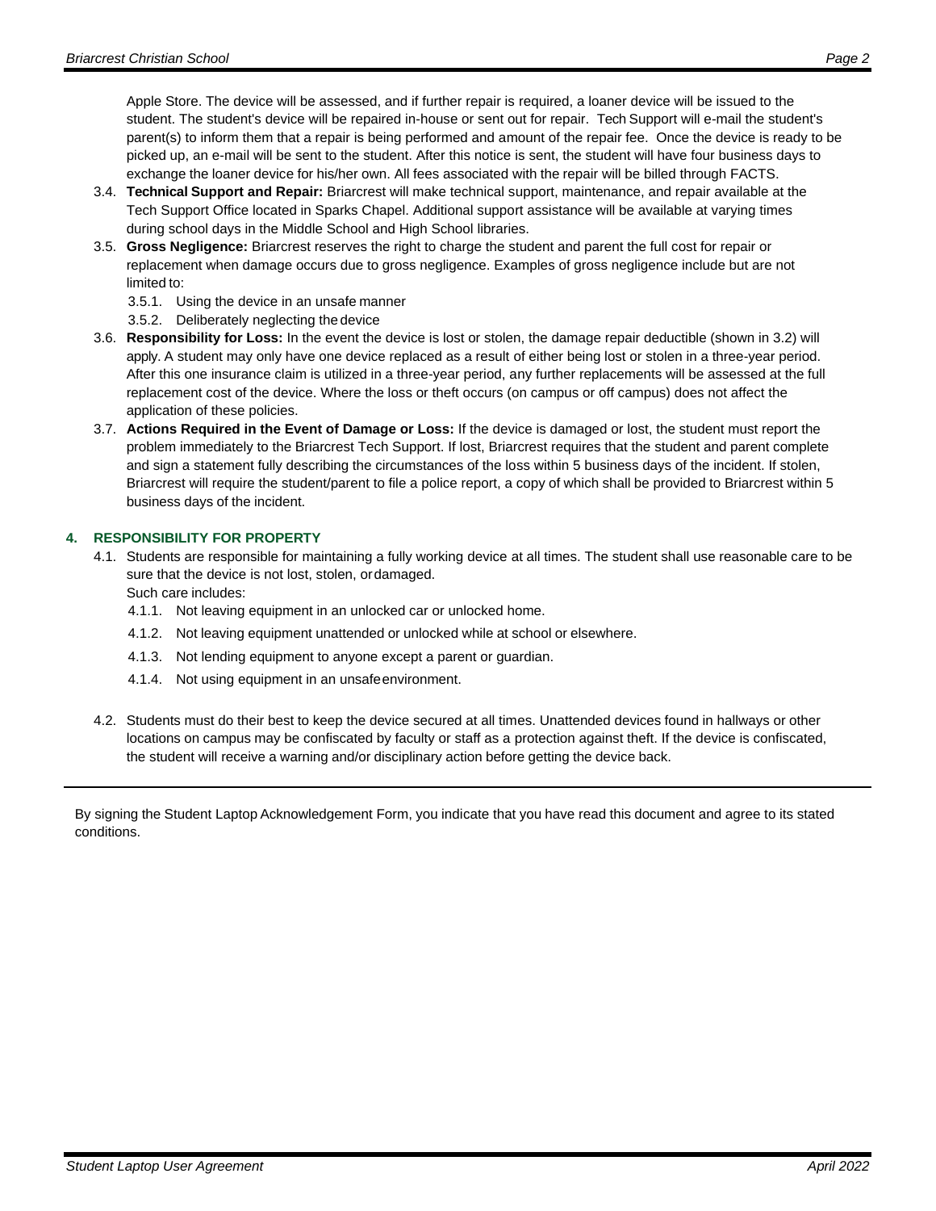Apple Store. The device will be assessed, and if further repair is required, a loaner device will be issued to the student. The student's device will be repaired in-house or sent out for repair. Tech Support will e-mail the student's parent(s) to inform them that a repair is being performed and amount of the repair fee. Once the device is ready to be picked up, an e-mail will be sent to the student. After this notice is sent, the student will have four business days to exchange the loaner device for his/her own. All fees associated with the repair will be billed through FACTS.

3.4. **Technical Support and Repair:** Briarcrest will make technical support, maintenance, and repair available at the Tech Support Office located in Sparks Chapel. Additional support assistance will be available at varying times during school days in the Middle School and High School libraries.

3.5. **Gross Negligence:** Briarcrest reserves the right to charge the student and parent the full cost for repair or replacement when damage occurs due to gross negligence. Examples of gross negligence include but are not limited to:

- 3.5.1. Using the device in an unsafe manner
- 3.5.2. Deliberately neglecting the device

3.6. **Responsibility for Loss:** In the event the device is lost or stolen, the damage repair deductible (shown in 3.2) will apply. A student may only have one device replaced as a result of either being lost or stolen in a three-year period. After this one insurance claim is utilized in a three-year period, any further replacements will be assessed at the full replacement cost of the device. Where the loss or theft occurs (on campus or off campus) does not affect the application of these policies.

3.7. **Actions Required in the Event of Damage or Loss:** If the device is damaged or lost, the student must report the problem immediately to the Briarcrest Tech Support. If lost, Briarcrest requires that the student and parent complete and sign a statement fully describing the circumstances of the loss within 5 business days of the incident. If stolen, Briarcrest will require the student/parent to file a police report, a copy of which shall be provided to Briarcrest within 5 business days of the incident.

## 4. RESPONSIBILITY FOR PROPERTY

4.1. Students are responsible for maintaining a fully working device at all times. The student shall use reasonable care to be sure that the device is not lost, stolen, or damaged.
Such care includes:

- 4.1.1. Not leaving equipment in an unlocked car or unlocked home.
- 4.1.2. Not leaving equipment unattended or unlocked while at school or elsewhere.
- 4.1.3. Not lending equipment to anyone except a parent or guardian.
- 4.1.4. Not using equipment in an unsafe environment.

4.2. Students must do their best to keep the device secured at all times. Unattended devices found in hallways or other locations on campus may be confiscated by faculty or staff as a protection against theft. If the device is confiscated, the student will receive a warning and/or disciplinary action before getting the device back.

---

By signing the Student Laptop Acknowledgement Form, you indicate that you have read this document and agree to its stated conditions.